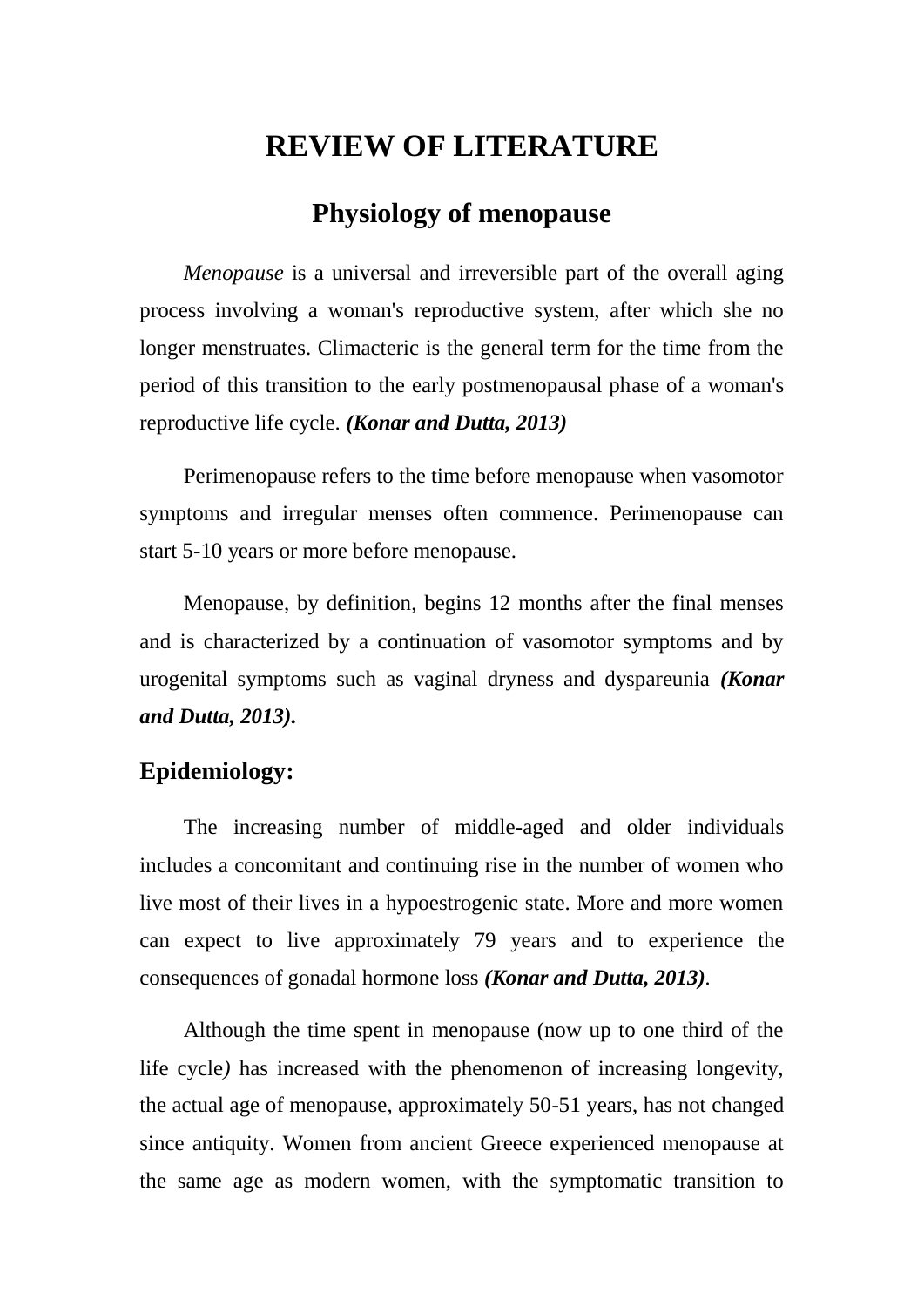# REVIEW OF LITERATURE

## Physiology of menopause

*Menopause* is a universal and irreversible part of the overall aging process involving a woman's reproductive system, after which she no longer menstruates. Climacteric is the general term for the time from the period of this transition to the early postmenopausal phase of a woman's reproductive life cycle. ***(Konar and Dutta, 2013)***

Perimenopause refers to the time before menopause when vasomotor symptoms and irregular menses often commence. Perimenopause can start 5-10 years or more before menopause.

Menopause, by definition, begins 12 months after the final menses and is characterized by a continuation of vasomotor symptoms and by urogenital symptoms such as vaginal dryness and dyspareunia ***(Konar and Dutta, 2013)*****.**

### Epidemiology:

The increasing number of middle-aged and older individuals includes a concomitant and continuing rise in the number of women who live most of their lives in a hypoestrogenic state. More and more women can expect to live approximately 79 years and to experience the consequences of gonadal hormone loss ***(Konar and Dutta, 2013)***.

Although the time spent in menopause (now up to one third of the life cycle*)* has increased with the phenomenon of increasing longevity, the actual age of menopause, approximately 50-51 years, has not changed since antiquity. Women from ancient Greece experienced menopause at the same age as modern women, with the symptomatic transition to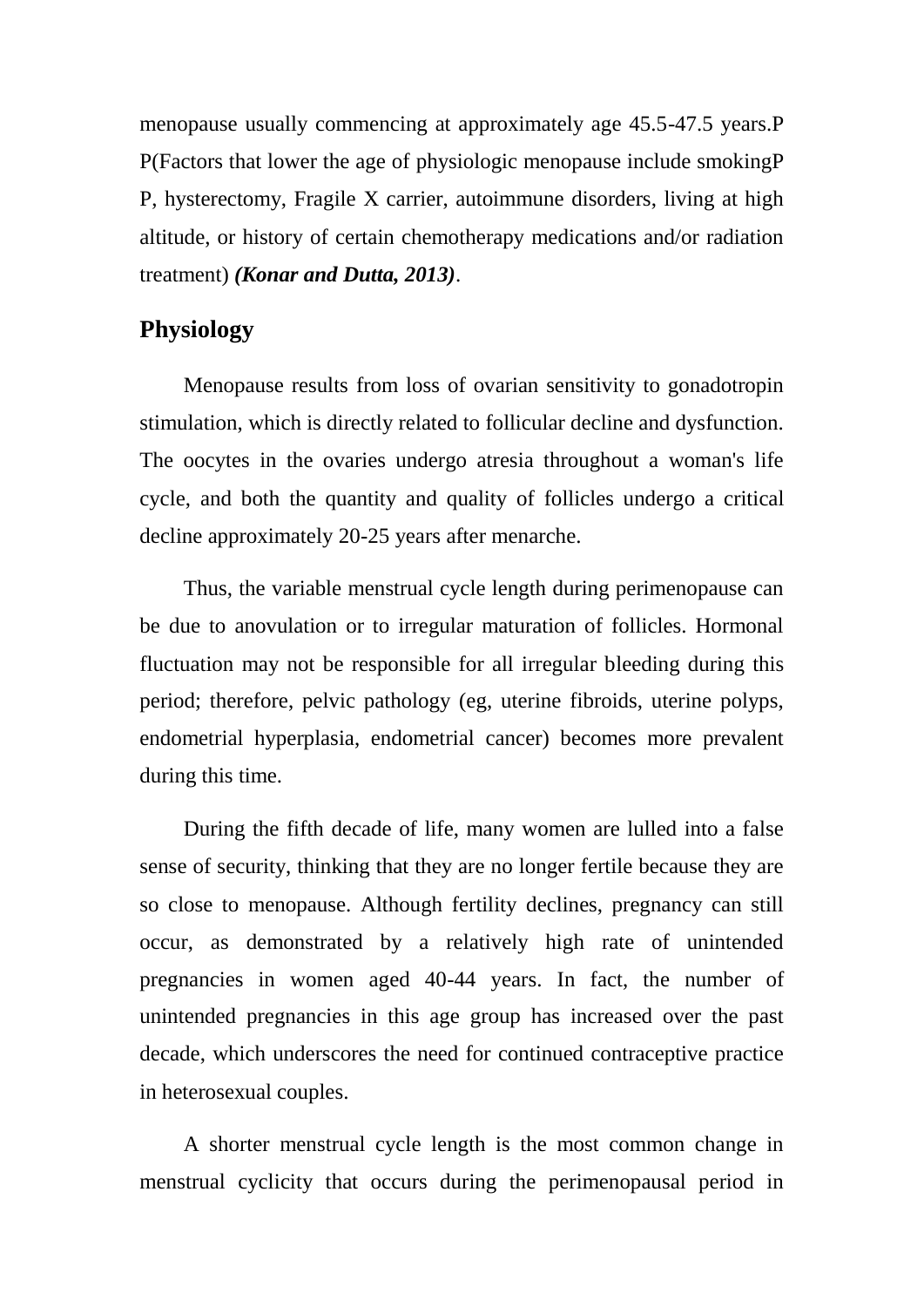menopause usually commencing at approximately age 45.5-47.5 years.P P(Factors that lower the age of physiologic menopause include smokingP P, hysterectomy, Fragile X carrier, autoimmune disorders, living at high altitude, or history of certain chemotherapy medications and/or radiation treatment) ***(Konar and Dutta, 2013)***.

## Physiology

Menopause results from loss of ovarian sensitivity to gonadotropin stimulation, which is directly related to follicular decline and dysfunction. The oocytes in the ovaries undergo atresia throughout a woman's life cycle, and both the quantity and quality of follicles undergo a critical decline approximately 20-25 years after menarche.

Thus, the variable menstrual cycle length during perimenopause can be due to anovulation or to irregular maturation of follicles. Hormonal fluctuation may not be responsible for all irregular bleeding during this period; therefore, pelvic pathology (eg, uterine fibroids, uterine polyps, endometrial hyperplasia, endometrial cancer) becomes more prevalent during this time.

During the fifth decade of life, many women are lulled into a false sense of security, thinking that they are no longer fertile because they are so close to menopause. Although fertility declines, pregnancy can still occur, as demonstrated by a relatively high rate of unintended pregnancies in women aged 40-44 years. In fact, the number of unintended pregnancies in this age group has increased over the past decade, which underscores the need for continued contraceptive practice in heterosexual couples.

A shorter menstrual cycle length is the most common change in menstrual cyclicity that occurs during the perimenopausal period in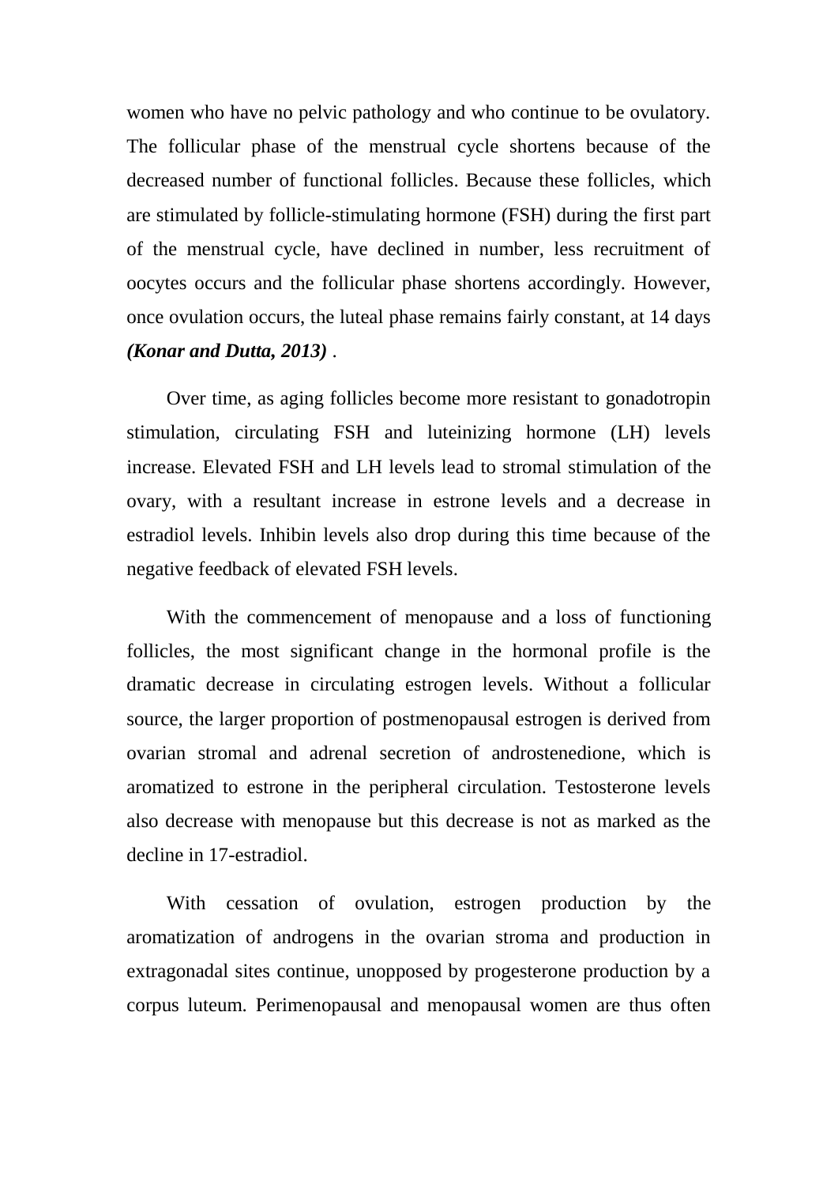women who have no pelvic pathology and who continue to be ovulatory. The follicular phase of the menstrual cycle shortens because of the decreased number of functional follicles. Because these follicles, which are stimulated by follicle-stimulating hormone (FSH) during the first part of the menstrual cycle, have declined in number, less recruitment of oocytes occurs and the follicular phase shortens accordingly. However, once ovulation occurs, the luteal phase remains fairly constant, at 14 days ***(Konar and Dutta, 2013)*** .

Over time, as aging follicles become more resistant to gonadotropin stimulation, circulating FSH and luteinizing hormone (LH) levels increase. Elevated FSH and LH levels lead to stromal stimulation of the ovary, with a resultant increase in estrone levels and a decrease in estradiol levels. Inhibin levels also drop during this time because of the negative feedback of elevated FSH levels.

With the commencement of menopause and a loss of functioning follicles, the most significant change in the hormonal profile is the dramatic decrease in circulating estrogen levels. Without a follicular source, the larger proportion of postmenopausal estrogen is derived from ovarian stromal and adrenal secretion of androstenedione, which is aromatized to estrone in the peripheral circulation. Testosterone levels also decrease with menopause but this decrease is not as marked as the decline in 17-estradiol.

With cessation of ovulation, estrogen production by the aromatization of androgens in the ovarian stroma and production in extragonadal sites continue, unopposed by progesterone production by a corpus luteum. Perimenopausal and menopausal women are thus often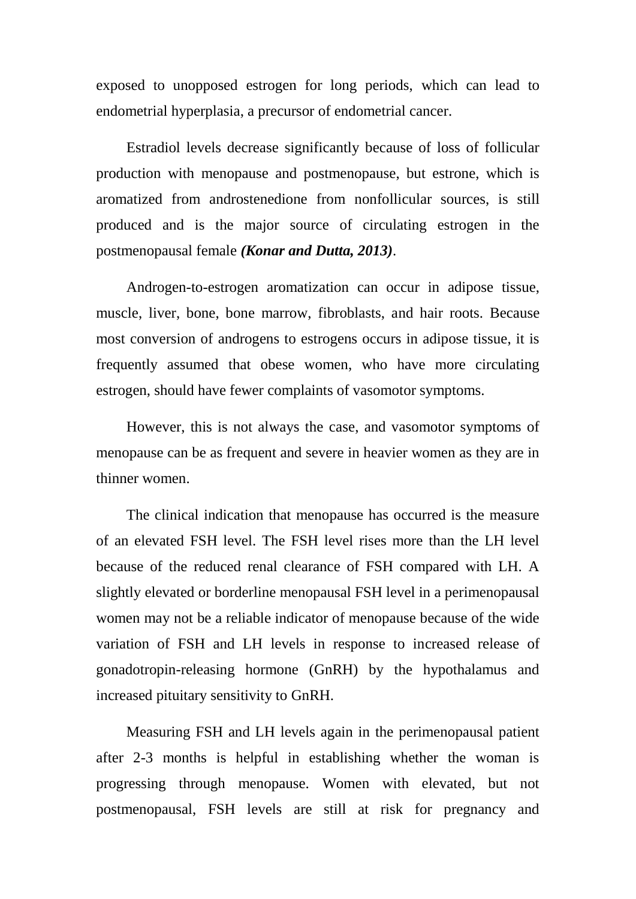exposed to unopposed estrogen for long periods, which can lead to endometrial hyperplasia, a precursor of endometrial cancer.

Estradiol levels decrease significantly because of loss of follicular production with menopause and postmenopause, but estrone, which is aromatized from androstenedione from nonfollicular sources, is still produced and is the major source of circulating estrogen in the postmenopausal female ***(Konar and Dutta, 2013)***.

Androgen-to-estrogen aromatization can occur in adipose tissue, muscle, liver, bone, bone marrow, fibroblasts, and hair roots. Because most conversion of androgens to estrogens occurs in adipose tissue, it is frequently assumed that obese women, who have more circulating estrogen, should have fewer complaints of vasomotor symptoms.

However, this is not always the case, and vasomotor symptoms of menopause can be as frequent and severe in heavier women as they are in thinner women.

The clinical indication that menopause has occurred is the measure of an elevated FSH level. The FSH level rises more than the LH level because of the reduced renal clearance of FSH compared with LH. A slightly elevated or borderline menopausal FSH level in a perimenopausal women may not be a reliable indicator of menopause because of the wide variation of FSH and LH levels in response to increased release of gonadotropin-releasing hormone (GnRH) by the hypothalamus and increased pituitary sensitivity to GnRH.

Measuring FSH and LH levels again in the perimenopausal patient after 2-3 months is helpful in establishing whether the woman is progressing through menopause. Women with elevated, but not postmenopausal, FSH levels are still at risk for pregnancy and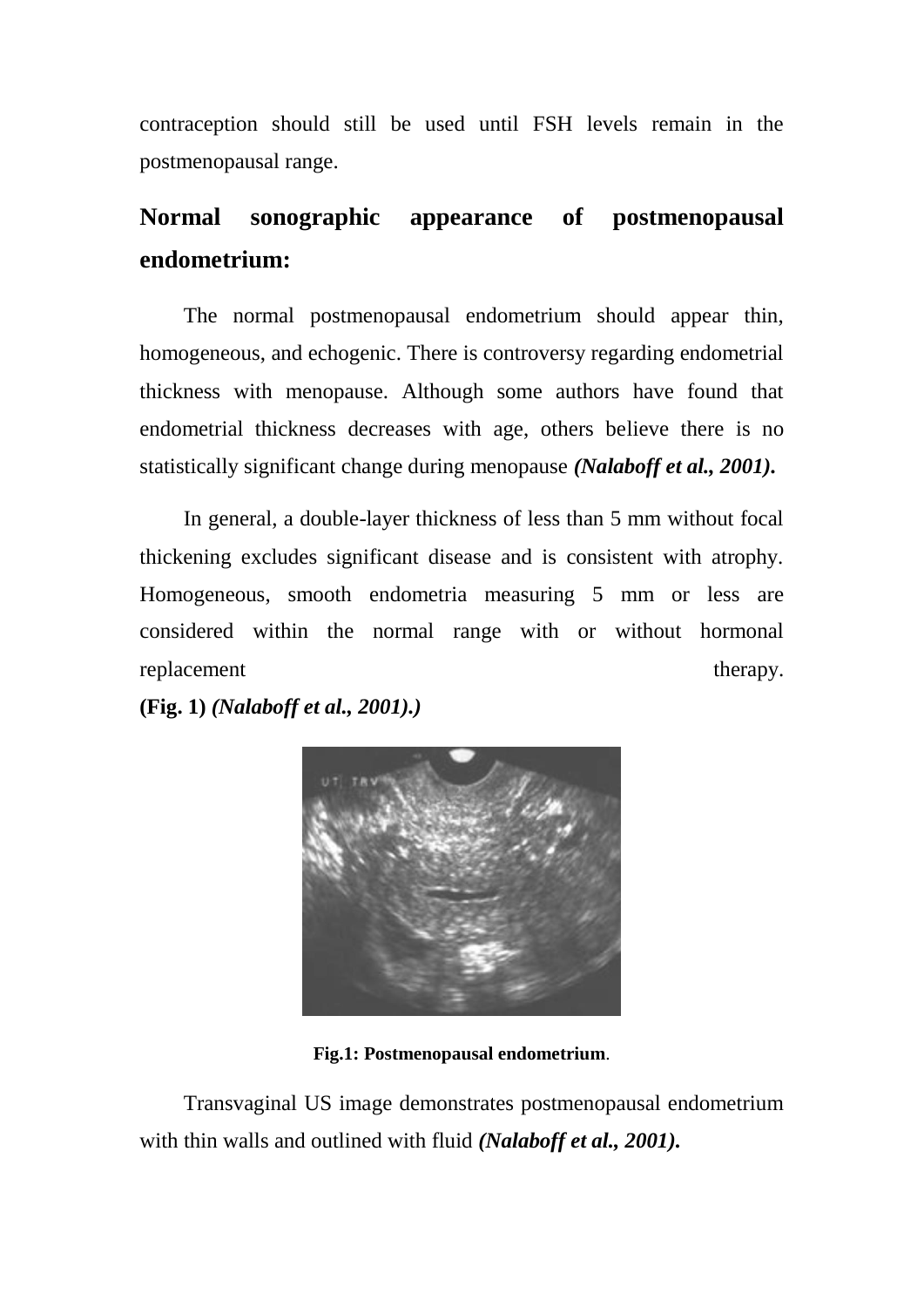contraception should still be used until FSH levels remain in the postmenopausal range.

## Normal sonographic appearance of postmenopausal endometrium:

The normal postmenopausal endometrium should appear thin, homogeneous, and echogenic. There is controversy regarding endometrial thickness with menopause. Although some authors have found that endometrial thickness decreases with age, others believe there is no statistically significant change during menopause ***(Nalaboff et al., 2001).***

In general, a double-layer thickness of less than 5 mm without focal thickening excludes significant disease and is consistent with atrophy. Homogeneous, smooth endometria measuring 5 mm or less are considered within the normal range with or without hormonal replacement therapy. **(Fig. 1)** ***(Nalaboff et al., 2001).)***

**Fig.1: Postmenopausal endometrium**.

Transvaginal US image demonstrates postmenopausal endometrium with thin walls and outlined with fluid ***(Nalaboff et al., 2001).***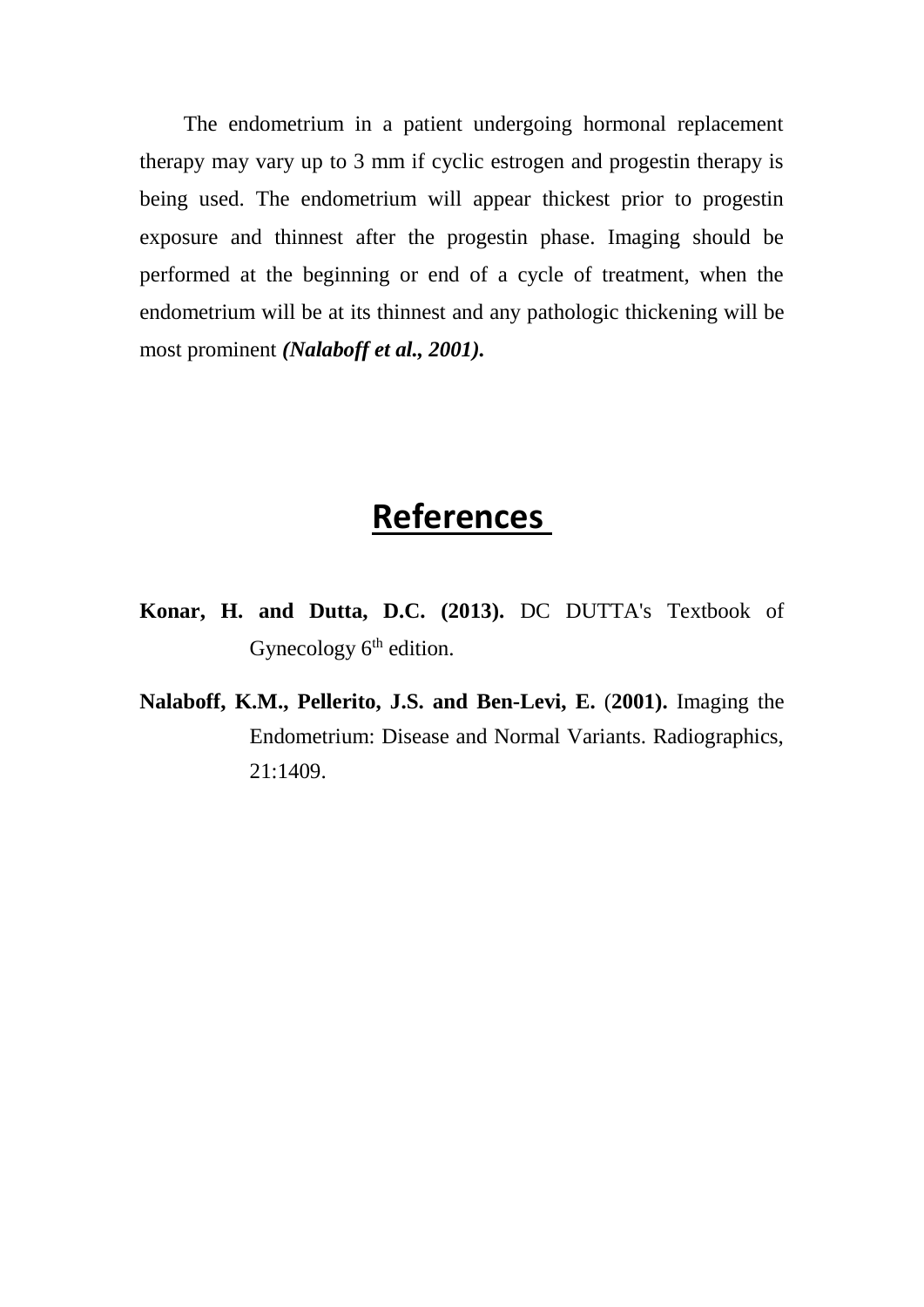The endometrium in a patient undergoing hormonal replacement therapy may vary up to 3 mm if cyclic estrogen and progestin therapy is being used. The endometrium will appear thickest prior to progestin exposure and thinnest after the progestin phase. Imaging should be performed at the beginning or end of a cycle of treatment, when the endometrium will be at its thinnest and any pathologic thickening will be most prominent ***(Nalaboff et al., 2001).***

# References

**Konar, H. and Dutta, D.C. (2013).** DC DUTTA's Textbook of Gynecology 6th edition.

**Nalaboff, K.M., Pellerito, J.S. and Ben-Levi, E.** (**2001).** Imaging the Endometrium: Disease and Normal Variants. Radiographics, 21:1409.